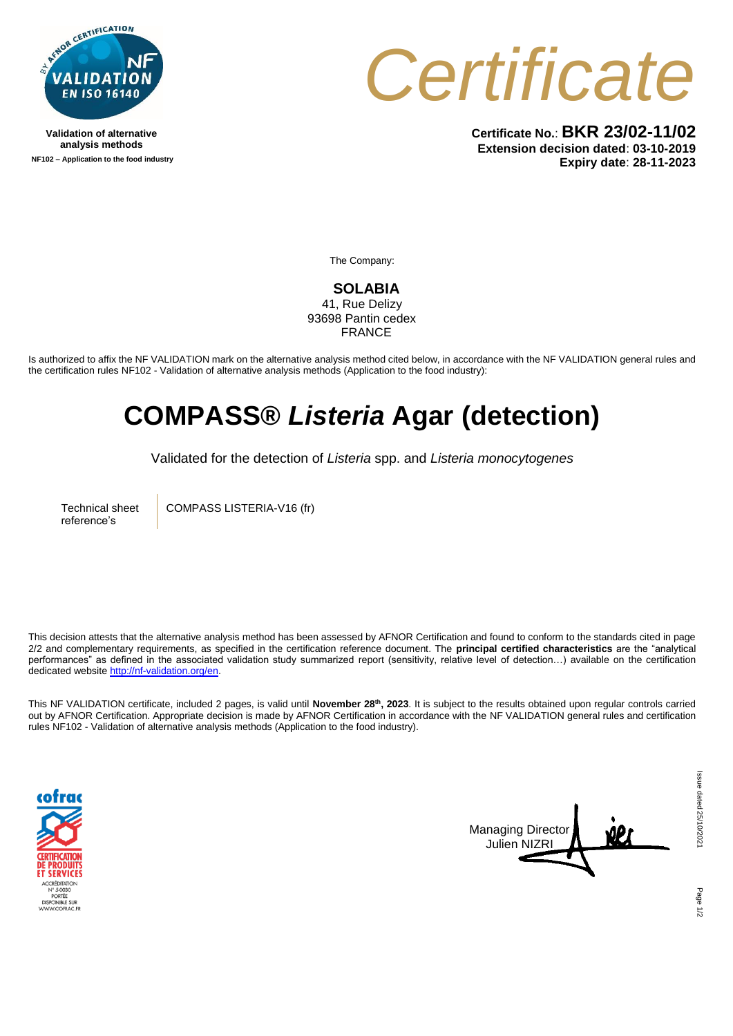Validation of alternative analysis methods

NF102 – Application to the food industry

# Certificate

**Certificate No.**: **BKR 23/02-11/02**
**Extension decision dated**: **03-10-2019**
**Expiry date**: **28-11-2023**

The Company:

**SOLABIA**
41, Rue Delizy
93698 Pantin cedex
FRANCE

Is authorized to affix the NF VALIDATION mark on the alternative analysis method cited below, in accordance with the NF VALIDATION general rules and the certification rules NF102 - Validation of alternative analysis methods (Application to the food industry):

# COMPASS® *Listeria* Agar (detection)

Validated for the detection of *Listeria* spp. and *Listeria monocytogenes*

| Technical sheet reference's | COMPASS LISTERIA-V16 (fr) |
|---|---|

This decision attests that the alternative analysis method has been assessed by AFNOR Certification and found to conform to the standards cited in page 2/2 and complementary requirements, as specified in the certification reference document. The **principal certified characteristics** are the "analytical performances" as defined in the associated validation study summarized report (sensitivity, relative level of detection…) available on the certification dedicated website http://nf-validation.org/en.

This NF VALIDATION certificate, included 2 pages, is valid until **November 28th, 2023**. It is subject to the results obtained upon regular controls carried out by AFNOR Certification. Appropriate decision is made by AFNOR Certification in accordance with the NF VALIDATION general rules and certification rules NF102 - Validation of alternative analysis methods (Application to the food industry).

Managing Director
Julien NIZRI

Issue dated 25/10/2021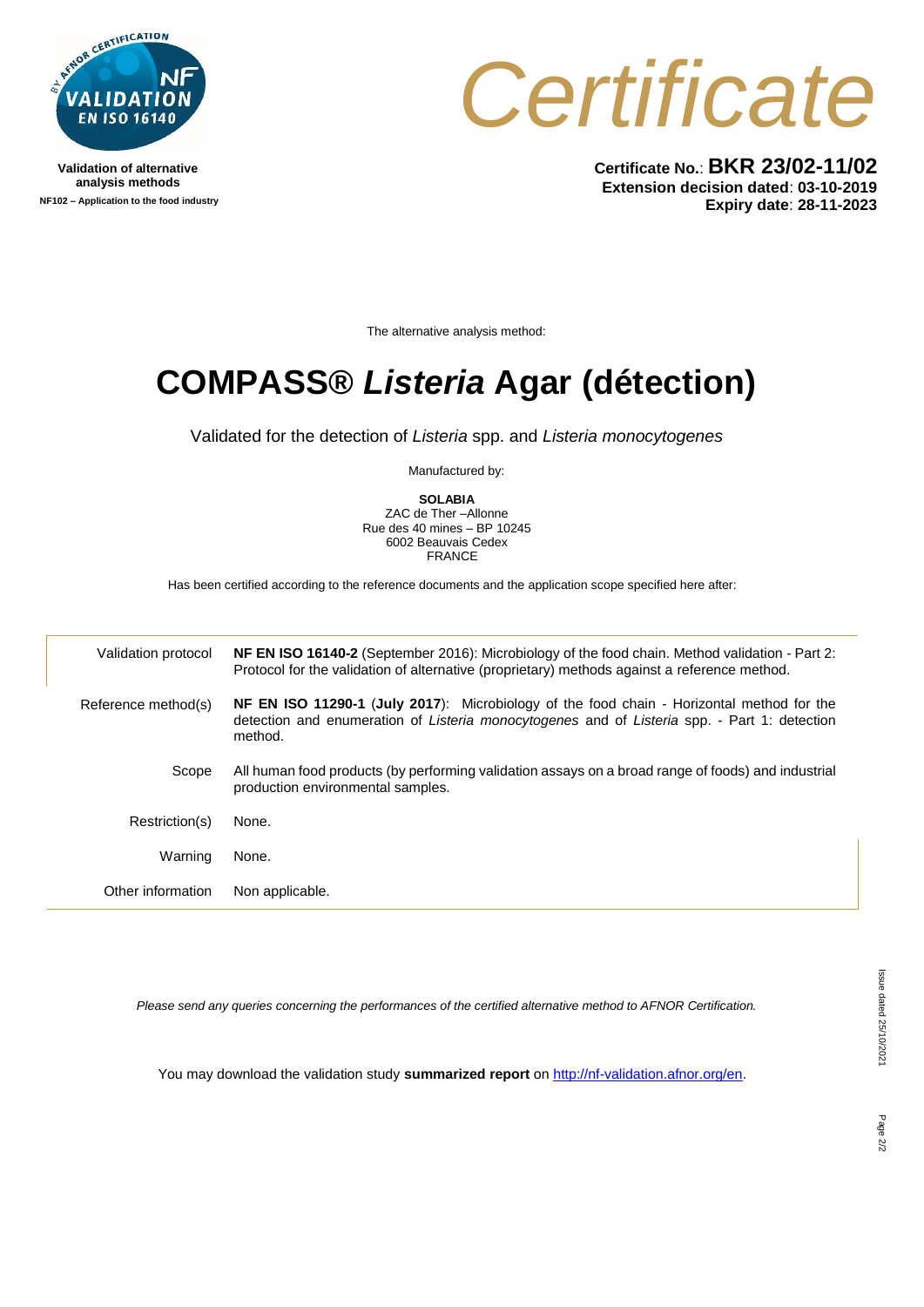Validation of alternative analysis methods

NF102 – Application to the food industry

# Certificate

**Certificate No.**: **BKR 23/02-11/02**
**Extension decision dated**: **03-10-2019**
**Expiry date**: **28-11-2023**

The alternative analysis method:

# COMPASS® *Listeria* Agar (détection)

Validated for the detection of *Listeria* spp. and *Listeria monocytogenes*

Manufactured by:

**SOLABIA**
ZAC de Ther –Allonne
Rue des 40 mines – BP 10245
6002 Beauvais Cedex
FRANCE

Has been certified according to the reference documents and the application scope specified here after:

| | |
|---|---|
| Validation protocol | **NF EN ISO 16140-2** (September 2016): Microbiology of the food chain. Method validation - Part 2: Protocol for the validation of alternative (proprietary) methods against a reference method. |
| Reference method(s) | **NF EN ISO 11290-1** (**July 2017**): Microbiology of the food chain - Horizontal method for the detection and enumeration of *Listeria monocytogenes* and of *Listeria* spp. - Part 1: detection method. |
| Scope | All human food products (by performing validation assays on a broad range of foods) and industrial production environmental samples. |
| Restriction(s) | None. |
| Warning | None. |
| Other information | Non applicable. |

*Please send any queries concerning the performances of the certified alternative method to AFNOR Certification.*

You may download the validation study **summarized report** on http://nf-validation.afnor.org/en.

Issue dated 25/10/2021